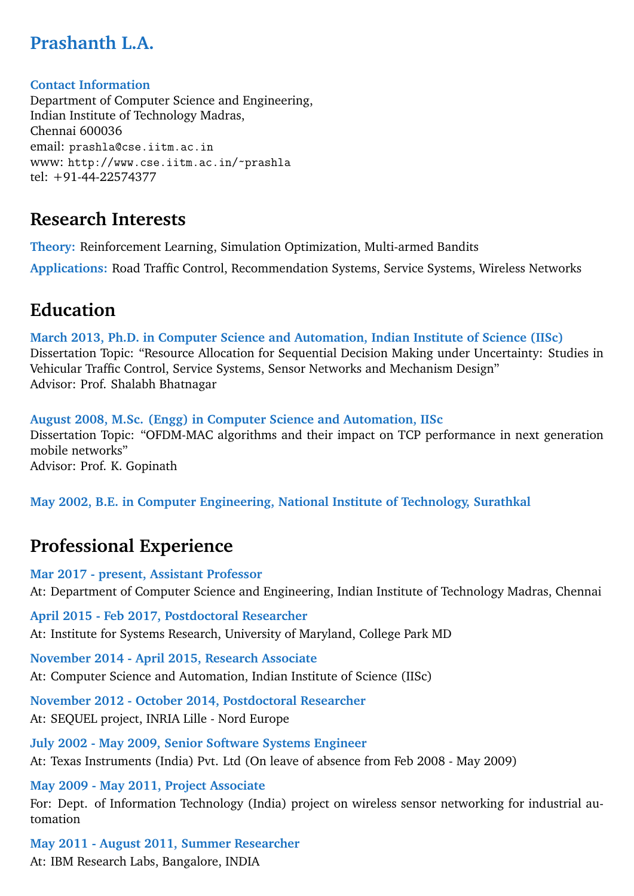# Prashanth L.A.

**Contact Information**
Department of Computer Science and Engineering,
Indian Institute of Technology Madras,
Chennai 600036
email: prashla@cse.iitm.ac.in
www: http://www.cse.iitm.ac.in/~prashla
tel: +91-44-22574377

## Research Interests

**Theory:** Reinforcement Learning, Simulation Optimization, Multi-armed Bandits

**Applications:** Road Traffic Control, Recommendation Systems, Service Systems, Wireless Networks

## Education

**March 2013, Ph.D. in Computer Science and Automation, Indian Institute of Science (IISc)**
Dissertation Topic: "Resource Allocation for Sequential Decision Making under Uncertainty: Studies in Vehicular Traffic Control, Service Systems, Sensor Networks and Mechanism Design"
Advisor: Prof. Shalabh Bhatnagar

**August 2008, M.Sc. (Engg) in Computer Science and Automation, IISc**
Dissertation Topic: "OFDM-MAC algorithms and their impact on TCP performance in next generation mobile networks"
Advisor: Prof. K. Gopinath

**May 2002, B.E. in Computer Engineering, National Institute of Technology, Surathkal**

## Professional Experience

**Mar 2017 - present, Assistant Professor**
At: Department of Computer Science and Engineering, Indian Institute of Technology Madras, Chennai

**April 2015 - Feb 2017, Postdoctoral Researcher**
At: Institute for Systems Research, University of Maryland, College Park MD

**November 2014 - April 2015, Research Associate**
At: Computer Science and Automation, Indian Institute of Science (IISc)

**November 2012 - October 2014, Postdoctoral Researcher**
At: SEQUEL project, INRIA Lille - Nord Europe

**July 2002 - May 2009, Senior Software Systems Engineer**
At: Texas Instruments (India) Pvt. Ltd (On leave of absence from Feb 2008 - May 2009)

**May 2009 - May 2011, Project Associate**
For: Dept. of Information Technology (India) project on wireless sensor networking for industrial automation

**May 2011 - August 2011, Summer Researcher**
At: IBM Research Labs, Bangalore, INDIA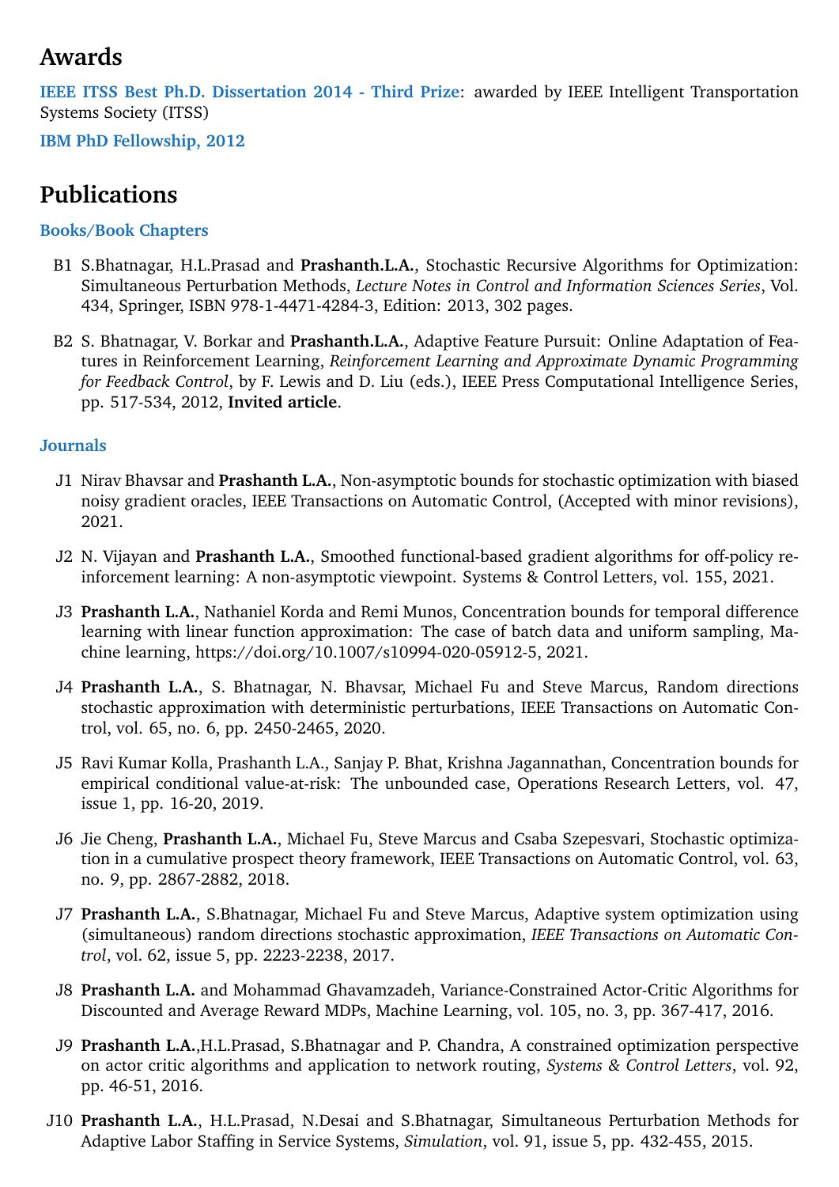## Awards

**IEEE ITSS Best Ph.D. Dissertation 2014 - Third Prize**: awarded by IEEE Intelligent Transportation Systems Society (ITSS)

**IBM PhD Fellowship, 2012**

## Publications

### Books/Book Chapters

- B1 S.Bhatnagar, H.L.Prasad and **Prashanth.L.A.**, Stochastic Recursive Algorithms for Optimization: Simultaneous Perturbation Methods, *Lecture Notes in Control and Information Sciences Series*, Vol. 434, Springer, ISBN 978-1-4471-4284-3, Edition: 2013, 302 pages.
- B2 S. Bhatnagar, V. Borkar and **Prashanth.L.A.**, Adaptive Feature Pursuit: Online Adaptation of Features in Reinforcement Learning, *Reinforcement Learning and Approximate Dynamic Programming for Feedback Control*, by F. Lewis and D. Liu (eds.), IEEE Press Computational Intelligence Series, pp. 517-534, 2012, **Invited article**.

### Journals

- J1 Nirav Bhavsar and **Prashanth L.A.**, Non-asymptotic bounds for stochastic optimization with biased noisy gradient oracles, IEEE Transactions on Automatic Control, (Accepted with minor revisions), 2021.
- J2 N. Vijayan and **Prashanth L.A.**, Smoothed functional-based gradient algorithms for off-policy reinforcement learning: A non-asymptotic viewpoint. Systems & Control Letters, vol. 155, 2021.
- J3 **Prashanth L.A.**, Nathaniel Korda and Remi Munos, Concentration bounds for temporal difference learning with linear function approximation: The case of batch data and uniform sampling, Machine learning, https://doi.org/10.1007/s10994-020-05912-5, 2021.
- J4 **Prashanth L.A.**, S. Bhatnagar, N. Bhavsar, Michael Fu and Steve Marcus, Random directions stochastic approximation with deterministic perturbations, IEEE Transactions on Automatic Control, vol. 65, no. 6, pp. 2450-2465, 2020.
- J5 Ravi Kumar Kolla, Prashanth L.A., Sanjay P. Bhat, Krishna Jagannathan, Concentration bounds for empirical conditional value-at-risk: The unbounded case, Operations Research Letters, vol. 47, issue 1, pp. 16-20, 2019.
- J6 Jie Cheng, **Prashanth L.A.**, Michael Fu, Steve Marcus and Csaba Szepesvari, Stochastic optimization in a cumulative prospect theory framework, IEEE Transactions on Automatic Control, vol. 63, no. 9, pp. 2867-2882, 2018.
- J7 **Prashanth L.A.**, S.Bhatnagar, Michael Fu and Steve Marcus, Adaptive system optimization using (simultaneous) random directions stochastic approximation, *IEEE Transactions on Automatic Control*, vol. 62, issue 5, pp. 2223-2238, 2017.
- J8 **Prashanth L.A.** and Mohammad Ghavamzadeh, Variance-Constrained Actor-Critic Algorithms for Discounted and Average Reward MDPs, Machine Learning, vol. 105, no. 3, pp. 367-417, 2016.
- J9 **Prashanth L.A.**,H.L.Prasad, S.Bhatnagar and P. Chandra, A constrained optimization perspective on actor critic algorithms and application to network routing, *Systems & Control Letters*, vol. 92, pp. 46-51, 2016.
- J10 **Prashanth L.A.**, H.L.Prasad, N.Desai and S.Bhatnagar, Simultaneous Perturbation Methods for Adaptive Labor Staffing in Service Systems, *Simulation*, vol. 91, issue 5, pp. 432-455, 2015.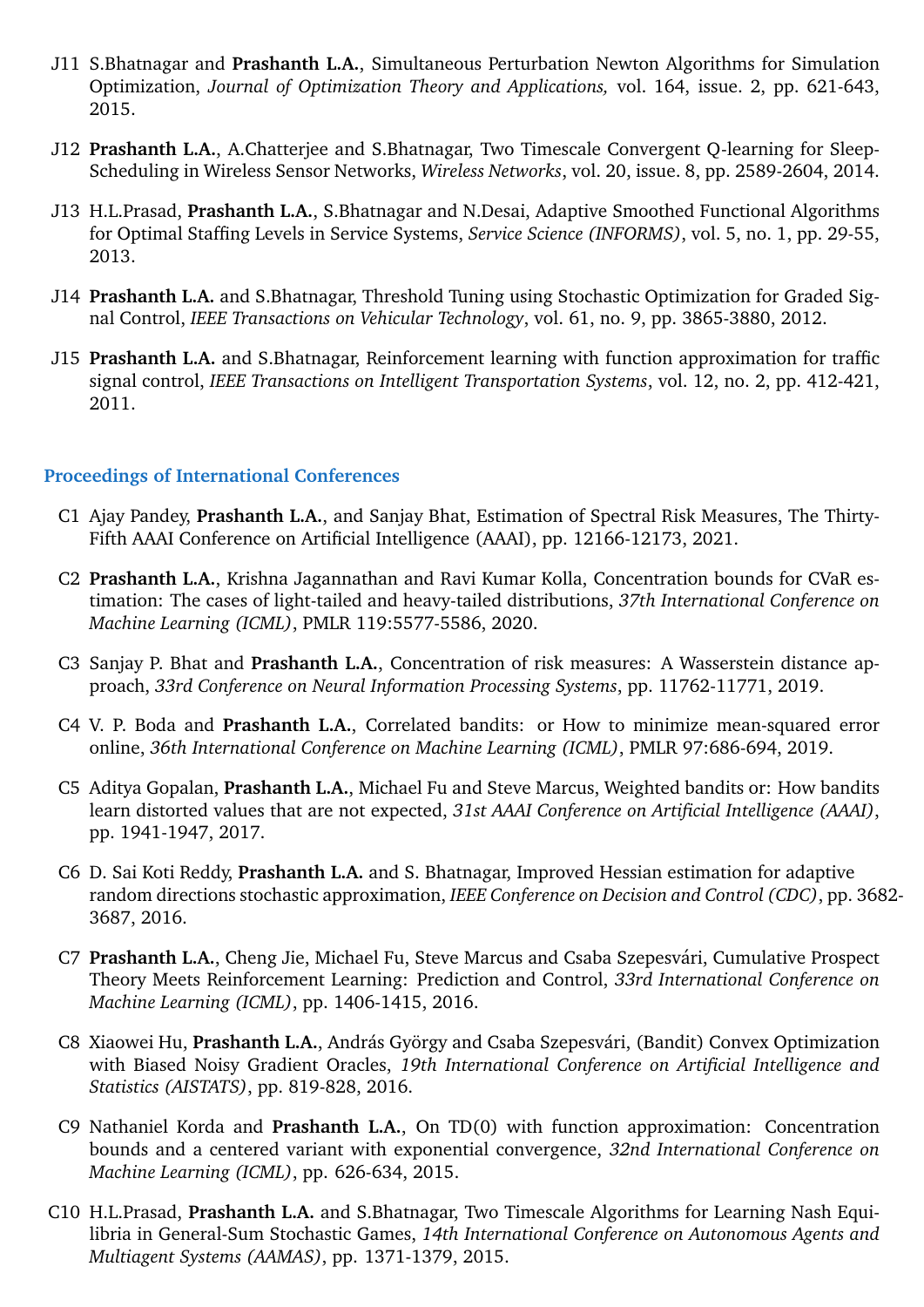- J11 S.Bhatnagar and **Prashanth L.A.**, Simultaneous Perturbation Newton Algorithms for Simulation Optimization, *Journal of Optimization Theory and Applications,* vol. 164, issue. 2, pp. 621-643, 2015.
- J12 **Prashanth L.A.**, A.Chatterjee and S.Bhatnagar, Two Timescale Convergent Q-learning for Sleep-Scheduling in Wireless Sensor Networks, *Wireless Networks*, vol. 20, issue. 8, pp. 2589-2604, 2014.
- J13 H.L.Prasad, **Prashanth L.A.**, S.Bhatnagar and N.Desai, Adaptive Smoothed Functional Algorithms for Optimal Staffing Levels in Service Systems, *Service Science (INFORMS)*, vol. 5, no. 1, pp. 29-55, 2013.
- J14 **Prashanth L.A.** and S.Bhatnagar, Threshold Tuning using Stochastic Optimization for Graded Signal Control, *IEEE Transactions on Vehicular Technology*, vol. 61, no. 9, pp. 3865-3880, 2012.
- J15 **Prashanth L.A.** and S.Bhatnagar, Reinforcement learning with function approximation for traffic signal control, *IEEE Transactions on Intelligent Transportation Systems*, vol. 12, no. 2, pp. 412-421, 2011.

## Proceedings of International Conferences

- C1 Ajay Pandey, **Prashanth L.A.**, and Sanjay Bhat, Estimation of Spectral Risk Measures, The Thirty-Fifth AAAI Conference on Artificial Intelligence (AAAI), pp. 12166-12173, 2021.
- C2 **Prashanth L.A.**, Krishna Jagannathan and Ravi Kumar Kolla, Concentration bounds for CVaR estimation: The cases of light-tailed and heavy-tailed distributions, *37th International Conference on Machine Learning (ICML)*, PMLR 119:5577-5586, 2020.
- C3 Sanjay P. Bhat and **Prashanth L.A.**, Concentration of risk measures: A Wasserstein distance approach, *33rd Conference on Neural Information Processing Systems*, pp. 11762-11771, 2019.
- C4 V. P. Boda and **Prashanth L.A.**, Correlated bandits: or How to minimize mean-squared error online, *36th International Conference on Machine Learning (ICML)*, PMLR 97:686-694, 2019.
- C5 Aditya Gopalan, **Prashanth L.A.**, Michael Fu and Steve Marcus, Weighted bandits or: How bandits learn distorted values that are not expected, *31st AAAI Conference on Artificial Intelligence (AAAI)*, pp. 1941-1947, 2017.
- C6 D. Sai Koti Reddy, **Prashanth L.A.** and S. Bhatnagar, Improved Hessian estimation for adaptive random directions stochastic approximation, *IEEE Conference on Decision and Control (CDC)*, pp. 3682-3687, 2016.
- C7 **Prashanth L.A.**, Cheng Jie, Michael Fu, Steve Marcus and Csaba Szepesvári, Cumulative Prospect Theory Meets Reinforcement Learning: Prediction and Control, *33rd International Conference on Machine Learning (ICML)*, pp. 1406-1415, 2016.
- C8 Xiaowei Hu, **Prashanth L.A.**, András György and Csaba Szepesvári, (Bandit) Convex Optimization with Biased Noisy Gradient Oracles, *19th International Conference on Artificial Intelligence and Statistics (AISTATS)*, pp. 819-828, 2016.
- C9 Nathaniel Korda and **Prashanth L.A.**, On TD(0) with function approximation: Concentration bounds and a centered variant with exponential convergence, *32nd International Conference on Machine Learning (ICML)*, pp. 626-634, 2015.
- C10 H.L.Prasad, **Prashanth L.A.** and S.Bhatnagar, Two Timescale Algorithms for Learning Nash Equilibria in General-Sum Stochastic Games, *14th International Conference on Autonomous Agents and Multiagent Systems (AAMAS)*, pp. 1371-1379, 2015.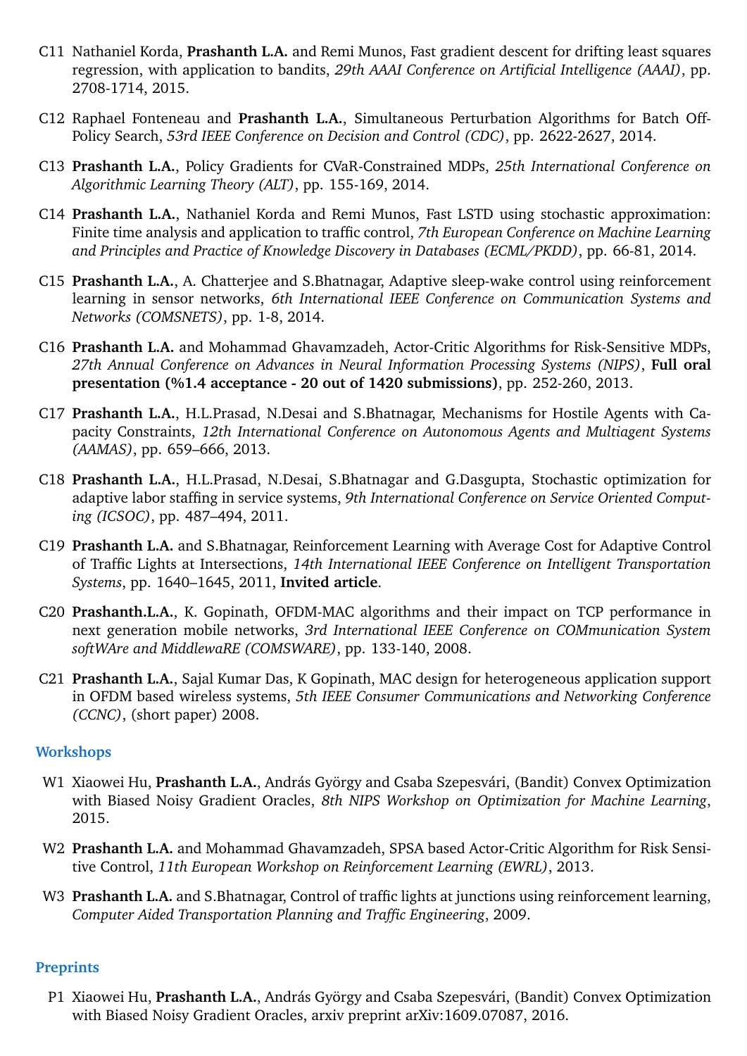- C11 Nathaniel Korda, **Prashanth L.A.** and Remi Munos, Fast gradient descent for drifting least squares regression, with application to bandits, *29th AAAI Conference on Artificial Intelligence (AAAI)*, pp. 2708-1714, 2015.
- C12 Raphael Fonteneau and **Prashanth L.A.**, Simultaneous Perturbation Algorithms for Batch Off-Policy Search, *53rd IEEE Conference on Decision and Control (CDC)*, pp. 2622-2627, 2014.
- C13 **Prashanth L.A.**, Policy Gradients for CVaR-Constrained MDPs, *25th International Conference on Algorithmic Learning Theory (ALT)*, pp. 155-169, 2014.
- C14 **Prashanth L.A.**, Nathaniel Korda and Remi Munos, Fast LSTD using stochastic approximation: Finite time analysis and application to traffic control, *7th European Conference on Machine Learning and Principles and Practice of Knowledge Discovery in Databases (ECML/PKDD)*, pp. 66-81, 2014.
- C15 **Prashanth L.A.**, A. Chatterjee and S.Bhatnagar, Adaptive sleep-wake control using reinforcement learning in sensor networks, *6th International IEEE Conference on Communication Systems and Networks (COMSNETS)*, pp. 1-8, 2014.
- C16 **Prashanth L.A.** and Mohammad Ghavamzadeh, Actor-Critic Algorithms for Risk-Sensitive MDPs, *27th Annual Conference on Advances in Neural Information Processing Systems (NIPS)*, **Full oral presentation (%1.4 acceptance - 20 out of 1420 submissions)**, pp. 252-260, 2013.
- C17 **Prashanth L.A.**, H.L.Prasad, N.Desai and S.Bhatnagar, Mechanisms for Hostile Agents with Capacity Constraints, *12th International Conference on Autonomous Agents and Multiagent Systems (AAMAS)*, pp. 659–666, 2013.
- C18 **Prashanth L.A.**, H.L.Prasad, N.Desai, S.Bhatnagar and G.Dasgupta, Stochastic optimization for adaptive labor staffing in service systems, *9th International Conference on Service Oriented Computing (ICSOC)*, pp. 487–494, 2011.
- C19 **Prashanth L.A.** and S.Bhatnagar, Reinforcement Learning with Average Cost for Adaptive Control of Traffic Lights at Intersections, *14th International IEEE Conference on Intelligent Transportation Systems*, pp. 1640–1645, 2011, **Invited article**.
- C20 **Prashanth.L.A.**, K. Gopinath, OFDM-MAC algorithms and their impact on TCP performance in next generation mobile networks, *3rd International IEEE Conference on COMmunication System softWAre and MiddlewaRE (COMSWARE)*, pp. 133-140, 2008.
- C21 **Prashanth L.A.**, Sajal Kumar Das, K Gopinath, MAC design for heterogeneous application support in OFDM based wireless systems, *5th IEEE Consumer Communications and Networking Conference (CCNC)*, (short paper) 2008.

## Workshops

- W1 Xiaowei Hu, **Prashanth L.A.**, András György and Csaba Szepesvári, (Bandit) Convex Optimization with Biased Noisy Gradient Oracles, *8th NIPS Workshop on Optimization for Machine Learning*, 2015.
- W2 **Prashanth L.A.** and Mohammad Ghavamzadeh, SPSA based Actor-Critic Algorithm for Risk Sensitive Control, *11th European Workshop on Reinforcement Learning (EWRL)*, 2013.
- W3 **Prashanth L.A.** and S.Bhatnagar, Control of traffic lights at junctions using reinforcement learning, *Computer Aided Transportation Planning and Traffic Engineering*, 2009.

## Preprints

- P1 Xiaowei Hu, **Prashanth L.A.**, András György and Csaba Szepesvári, (Bandit) Convex Optimization with Biased Noisy Gradient Oracles, arxiv preprint arXiv:1609.07087, 2016.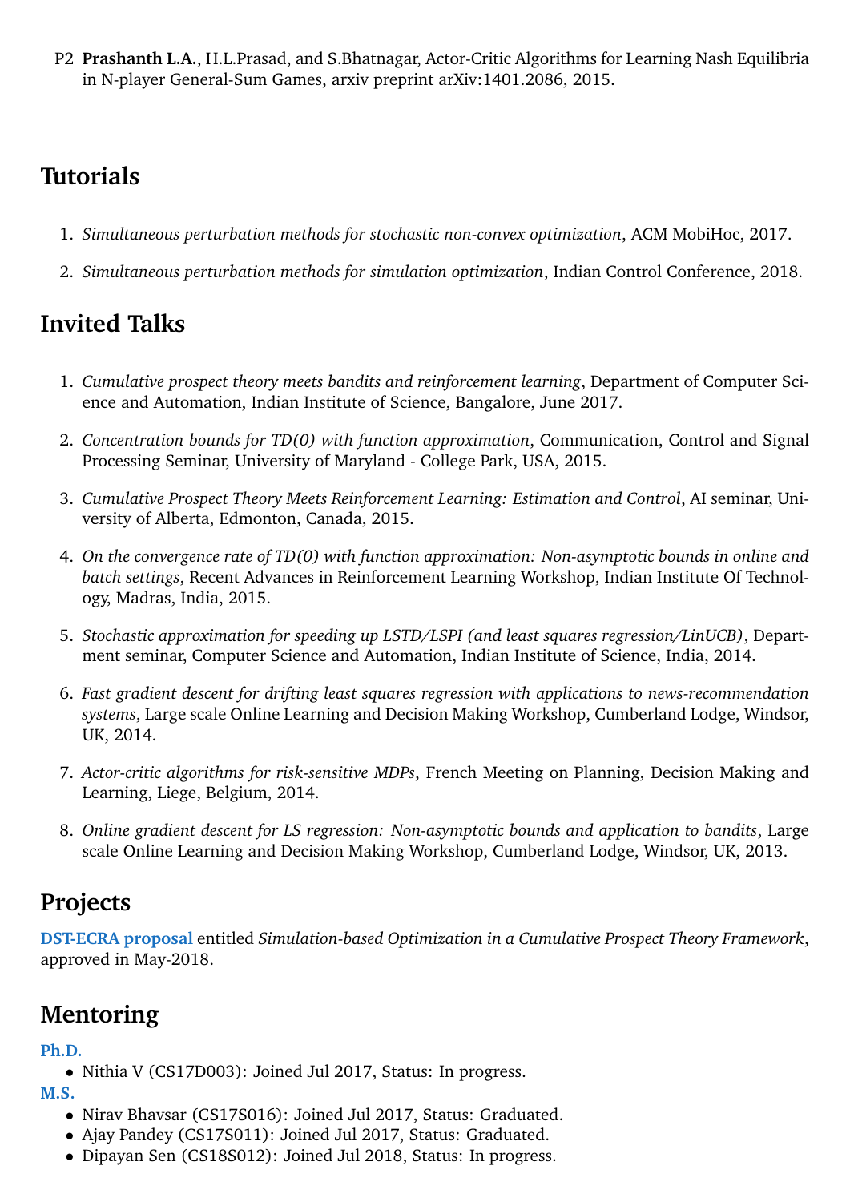P2 **Prashanth L.A.**, H.L.Prasad, and S.Bhatnagar, Actor-Critic Algorithms for Learning Nash Equilibria in N-player General-Sum Games, arxiv preprint arXiv:1401.2086, 2015.

## Tutorials

1. *Simultaneous perturbation methods for stochastic non-convex optimization*, ACM MobiHoc, 2017.
2. *Simultaneous perturbation methods for simulation optimization*, Indian Control Conference, 2018.

## Invited Talks

1. *Cumulative prospect theory meets bandits and reinforcement learning*, Department of Computer Science and Automation, Indian Institute of Science, Bangalore, June 2017.
2. *Concentration bounds for TD(0) with function approximation*, Communication, Control and Signal Processing Seminar, University of Maryland - College Park, USA, 2015.
3. *Cumulative Prospect Theory Meets Reinforcement Learning: Estimation and Control*, AI seminar, University of Alberta, Edmonton, Canada, 2015.
4. *On the convergence rate of TD(0) with function approximation: Non-asymptotic bounds in online and batch settings*, Recent Advances in Reinforcement Learning Workshop, Indian Institute Of Technology, Madras, India, 2015.
5. *Stochastic approximation for speeding up LSTD/LSPI (and least squares regression/LinUCB)*, Department seminar, Computer Science and Automation, Indian Institute of Science, India, 2014.
6. *Fast gradient descent for drifting least squares regression with applications to news-recommendation systems*, Large scale Online Learning and Decision Making Workshop, Cumberland Lodge, Windsor, UK, 2014.
7. *Actor-critic algorithms for risk-sensitive MDPs*, French Meeting on Planning, Decision Making and Learning, Liege, Belgium, 2014.
8. *Online gradient descent for LS regression: Non-asymptotic bounds and application to bandits*, Large scale Online Learning and Decision Making Workshop, Cumberland Lodge, Windsor, UK, 2013.

## Projects

**DST-ECRA proposal** entitled *Simulation-based Optimization in a Cumulative Prospect Theory Framework*, approved in May-2018.

## Mentoring

**Ph.D.**

- Nithia V (CS17D003): Joined Jul 2017, Status: In progress.

**M.S.**

- Nirav Bhavsar (CS17S016): Joined Jul 2017, Status: Graduated.
- Ajay Pandey (CS17S011): Joined Jul 2017, Status: Graduated.
- Dipayan Sen (CS18S012): Joined Jul 2018, Status: In progress.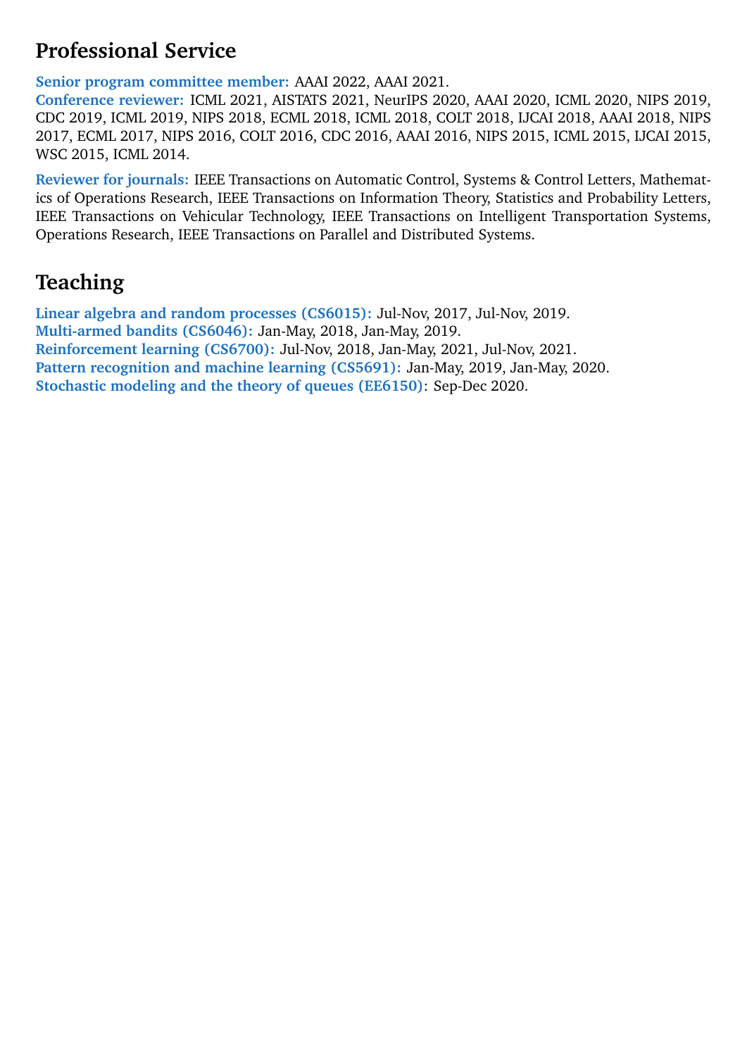## Professional Service

**Senior program committee member:** AAAI 2022, AAAI 2021.
**Conference reviewer:** ICML 2021, AISTATS 2021, NeurIPS 2020, AAAI 2020, ICML 2020, NIPS 2019, CDC 2019, ICML 2019, NIPS 2018, ECML 2018, ICML 2018, COLT 2018, IJCAI 2018, AAAI 2018, NIPS 2017, ECML 2017, NIPS 2016, COLT 2016, CDC 2016, AAAI 2016, NIPS 2015, ICML 2015, IJCAI 2015, WSC 2015, ICML 2014.

**Reviewer for journals:** IEEE Transactions on Automatic Control, Systems & Control Letters, Mathematics of Operations Research, IEEE Transactions on Information Theory, Statistics and Probability Letters, IEEE Transactions on Vehicular Technology, IEEE Transactions on Intelligent Transportation Systems, Operations Research, IEEE Transactions on Parallel and Distributed Systems.

## Teaching

**Linear algebra and random processes (CS6015):** Jul-Nov, 2017, Jul-Nov, 2019.
**Multi-armed bandits (CS6046):** Jan-May, 2018, Jan-May, 2019.
**Reinforcement learning (CS6700):** Jul-Nov, 2018, Jan-May, 2021, Jul-Nov, 2021.
**Pattern recognition and machine learning (CS5691):** Jan-May, 2019, Jan-May, 2020.
**Stochastic modeling and the theory of queues (EE6150)**: Sep-Dec 2020.